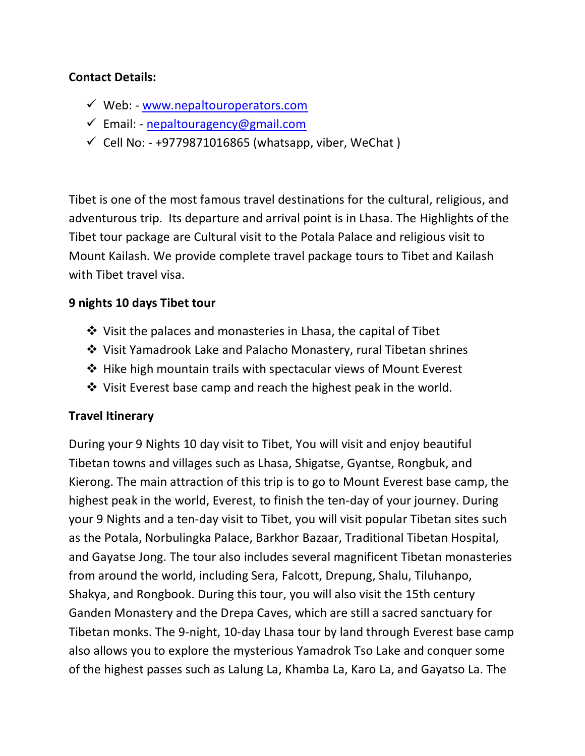**Contact Details:**

- ✓ Web: - [www.nepaltouroperators.com](http://www.nepaltouroperators.com)
- ✓ Email: - [nepaltouragency@gmail.com](mailto:nepaltouragency@gmail.com)
- ✓ Cell No: - +9779871016865 (whatsapp, viber, WeChat )

Tibet is one of the most famous travel destinations for the cultural, religious, and adventurous trip. Its departure and arrival point is in Lhasa. The Highlights of the Tibet tour package are Cultural visit to the Potala Palace and religious visit to Mount Kailash. We provide complete travel package tours to Tibet and Kailash with Tibet travel visa.

**9 nights 10 days Tibet tour**

- ❖ Visit the palaces and monasteries in Lhasa, the capital of Tibet
- ❖ Visit Yamadrook Lake and Palacho Monastery, rural Tibetan shrines
- ❖ Hike high mountain trails with spectacular views of Mount Everest
- ❖ Visit Everest base camp and reach the highest peak in the world.

**Travel Itinerary**

During your 9 Nights 10 day visit to Tibet, You will visit and enjoy beautiful Tibetan towns and villages such as Lhasa, Shigatse, Gyantse, Rongbuk, and Kierong. The main attraction of this trip is to go to Mount Everest base camp, the highest peak in the world, Everest, to finish the ten-day of your journey. During your 9 Nights and a ten-day visit to Tibet, you will visit popular Tibetan sites such as the Potala, Norbulingka Palace, Barkhor Bazaar, Traditional Tibetan Hospital, and Gayatse Jong. The tour also includes several magnificent Tibetan monasteries from around the world, including Sera, Falcott, Drepung, Shalu, Tiluhanpo, Shakya, and Rongbook. During this tour, you will also visit the 15th century Ganden Monastery and the Drepa Caves, which are still a sacred sanctuary for Tibetan monks. The 9-night, 10-day Lhasa tour by land through Everest base camp also allows you to explore the mysterious Yamadrok Tso Lake and conquer some of the highest passes such as Lalung La, Khamba La, Karo La, and Gayatso La. The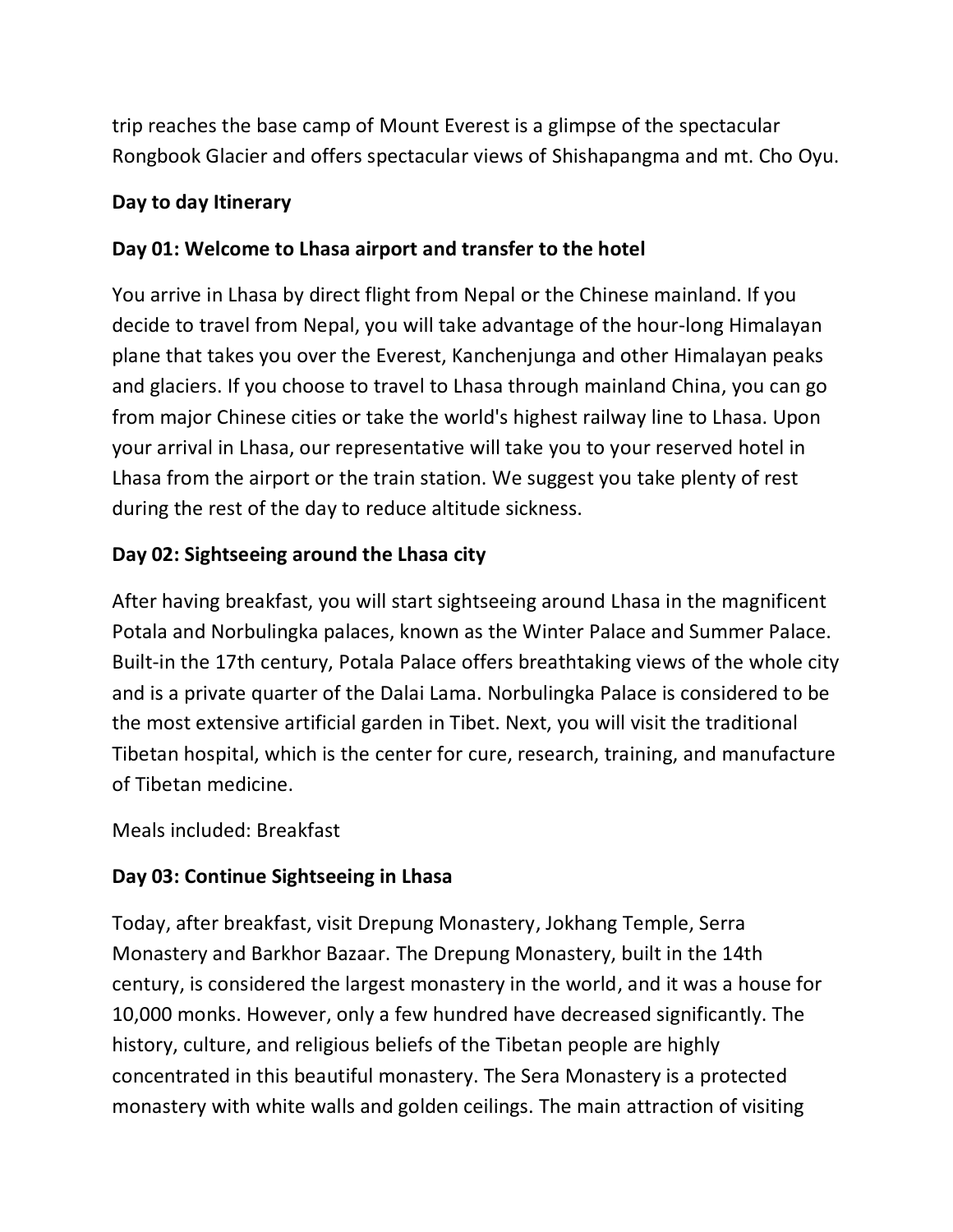trip reaches the base camp of Mount Everest is a glimpse of the spectacular Rongbook Glacier and offers spectacular views of Shishapangma and mt. Cho Oyu.

**Day to day Itinerary**

**Day 01: Welcome to Lhasa airport and transfer to the hotel**

You arrive in Lhasa by direct flight from Nepal or the Chinese mainland. If you decide to travel from Nepal, you will take advantage of the hour-long Himalayan plane that takes you over the Everest, Kanchenjunga and other Himalayan peaks and glaciers. If you choose to travel to Lhasa through mainland China, you can go from major Chinese cities or take the world's highest railway line to Lhasa. Upon your arrival in Lhasa, our representative will take you to your reserved hotel in Lhasa from the airport or the train station. We suggest you take plenty of rest during the rest of the day to reduce altitude sickness.

**Day 02: Sightseeing around the Lhasa city**

After having breakfast, you will start sightseeing around Lhasa in the magnificent Potala and Norbulingka palaces, known as the Winter Palace and Summer Palace. Built-in the 17th century, Potala Palace offers breathtaking views of the whole city and is a private quarter of the Dalai Lama. Norbulingka Palace is considered to be the most extensive artificial garden in Tibet. Next, you will visit the traditional Tibetan hospital, which is the center for cure, research, training, and manufacture of Tibetan medicine.

Meals included: Breakfast

**Day 03: Continue Sightseeing in Lhasa**

Today, after breakfast, visit Drepung Monastery, Jokhang Temple, Serra Monastery and Barkhor Bazaar. The Drepung Monastery, built in the 14th century, is considered the largest monastery in the world, and it was a house for 10,000 monks. However, only a few hundred have decreased significantly. The history, culture, and religious beliefs of the Tibetan people are highly concentrated in this beautiful monastery. The Sera Monastery is a protected monastery with white walls and golden ceilings. The main attraction of visiting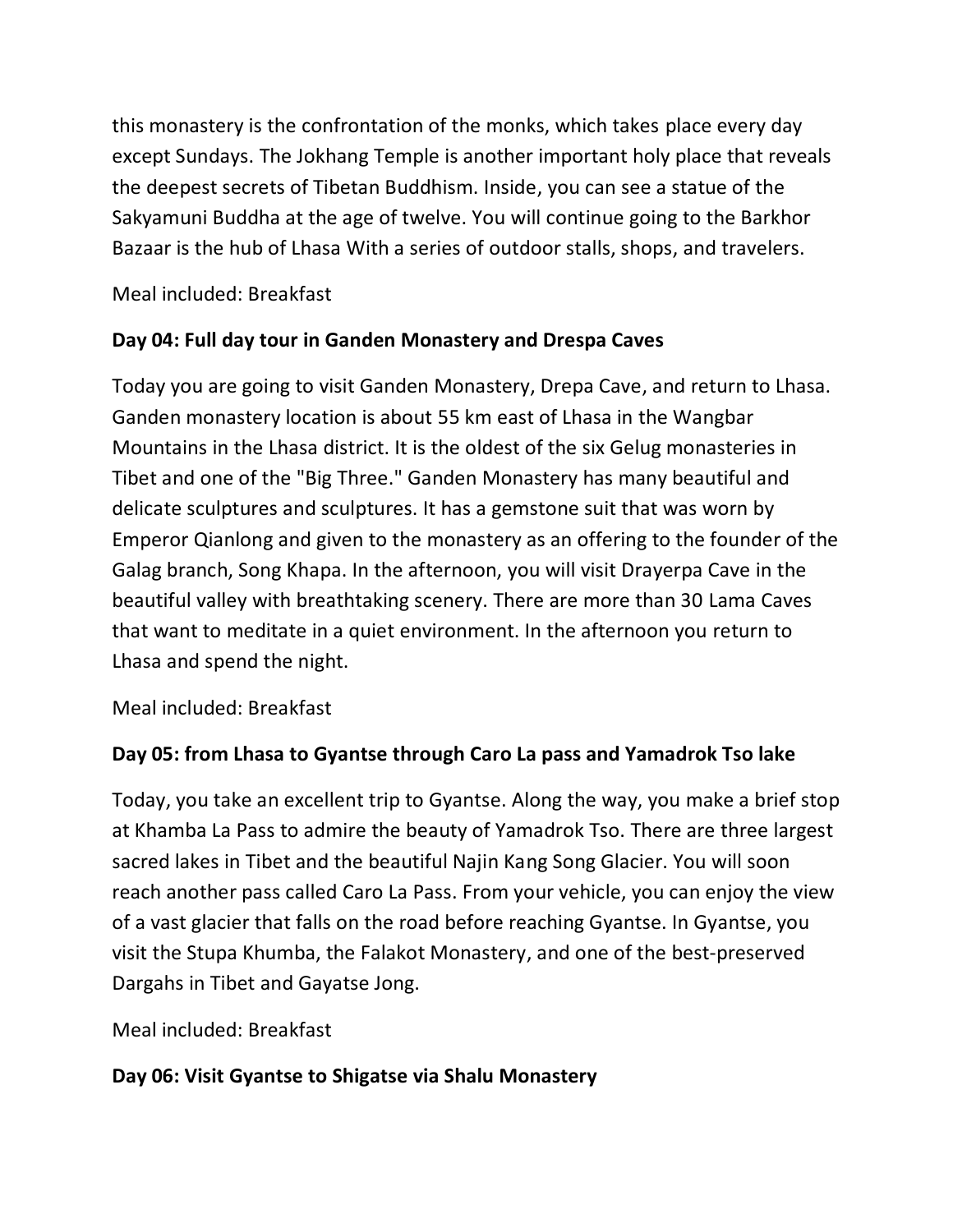this monastery is the confrontation of the monks, which takes place every day except Sundays. The Jokhang Temple is another important holy place that reveals the deepest secrets of Tibetan Buddhism. Inside, you can see a statue of the Sakyamuni Buddha at the age of twelve. You will continue going to the Barkhor Bazaar is the hub of Lhasa With a series of outdoor stalls, shops, and travelers.

Meal included: Breakfast

**Day 04: Full day tour in Ganden Monastery and Drespa Caves**

Today you are going to visit Ganden Monastery, Drepa Cave, and return to Lhasa. Ganden monastery location is about 55 km east of Lhasa in the Wangbar Mountains in the Lhasa district. It is the oldest of the six Gelug monasteries in Tibet and one of the "Big Three." Ganden Monastery has many beautiful and delicate sculptures and sculptures. It has a gemstone suit that was worn by Emperor Qianlong and given to the monastery as an offering to the founder of the Galag branch, Song Khapa. In the afternoon, you will visit Drayerpa Cave in the beautiful valley with breathtaking scenery. There are more than 30 Lama Caves that want to meditate in a quiet environment. In the afternoon you return to Lhasa and spend the night.

Meal included: Breakfast

**Day 05: from Lhasa to Gyantse through Caro La pass and Yamadrok Tso lake**

Today, you take an excellent trip to Gyantse. Along the way, you make a brief stop at Khamba La Pass to admire the beauty of Yamadrok Tso. There are three largest sacred lakes in Tibet and the beautiful Najin Kang Song Glacier. You will soon reach another pass called Caro La Pass. From your vehicle, you can enjoy the view of a vast glacier that falls on the road before reaching Gyantse. In Gyantse, you visit the Stupa Khumba, the Falakot Monastery, and one of the best-preserved Dargahs in Tibet and Gayatse Jong.

Meal included: Breakfast

**Day 06: Visit Gyantse to Shigatse via Shalu Monastery**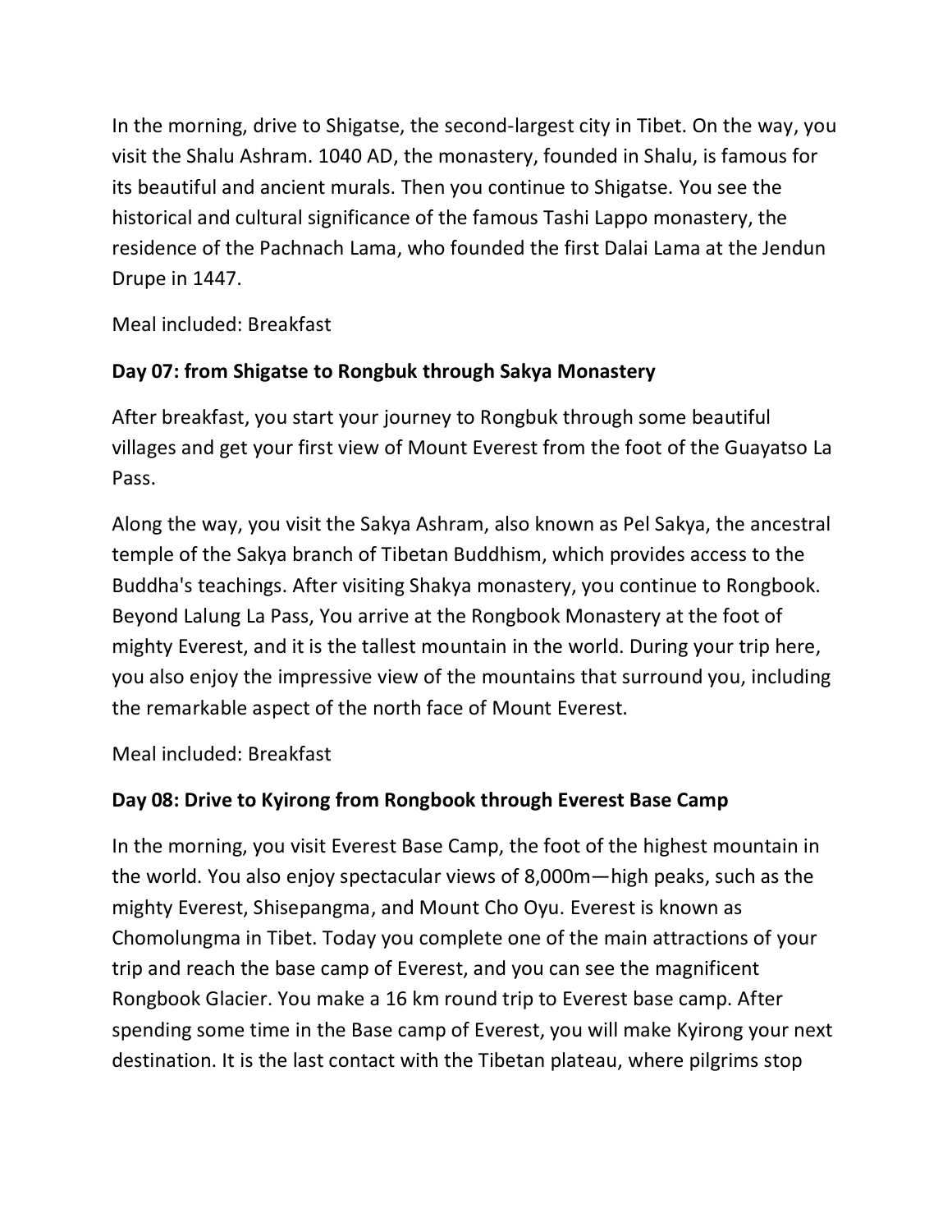In the morning, drive to Shigatse, the second-largest city in Tibet. On the way, you visit the Shalu Ashram. 1040 AD, the monastery, founded in Shalu, is famous for its beautiful and ancient murals. Then you continue to Shigatse. You see the historical and cultural significance of the famous Tashi Lappo monastery, the residence of the Pachnach Lama, who founded the first Dalai Lama at the Jendun Drupe in 1447.

Meal included: Breakfast

**Day 07: from Shigatse to Rongbuk through Sakya Monastery**

After breakfast, you start your journey to Rongbuk through some beautiful villages and get your first view of Mount Everest from the foot of the Guayatso La Pass.

Along the way, you visit the Sakya Ashram, also known as Pel Sakya, the ancestral temple of the Sakya branch of Tibetan Buddhism, which provides access to the Buddha's teachings. After visiting Shakya monastery, you continue to Rongbook. Beyond Lalung La Pass, You arrive at the Rongbook Monastery at the foot of mighty Everest, and it is the tallest mountain in the world. During your trip here, you also enjoy the impressive view of the mountains that surround you, including the remarkable aspect of the north face of Mount Everest.

Meal included: Breakfast

**Day 08: Drive to Kyirong from Rongbook through Everest Base Camp**

In the morning, you visit Everest Base Camp, the foot of the highest mountain in the world. You also enjoy spectacular views of 8,000m—high peaks, such as the mighty Everest, Shisepangma, and Mount Cho Oyu. Everest is known as Chomolungma in Tibet. Today you complete one of the main attractions of your trip and reach the base camp of Everest, and you can see the magnificent Rongbook Glacier. You make a 16 km round trip to Everest base camp. After spending some time in the Base camp of Everest, you will make Kyirong your next destination. It is the last contact with the Tibetan plateau, where pilgrims stop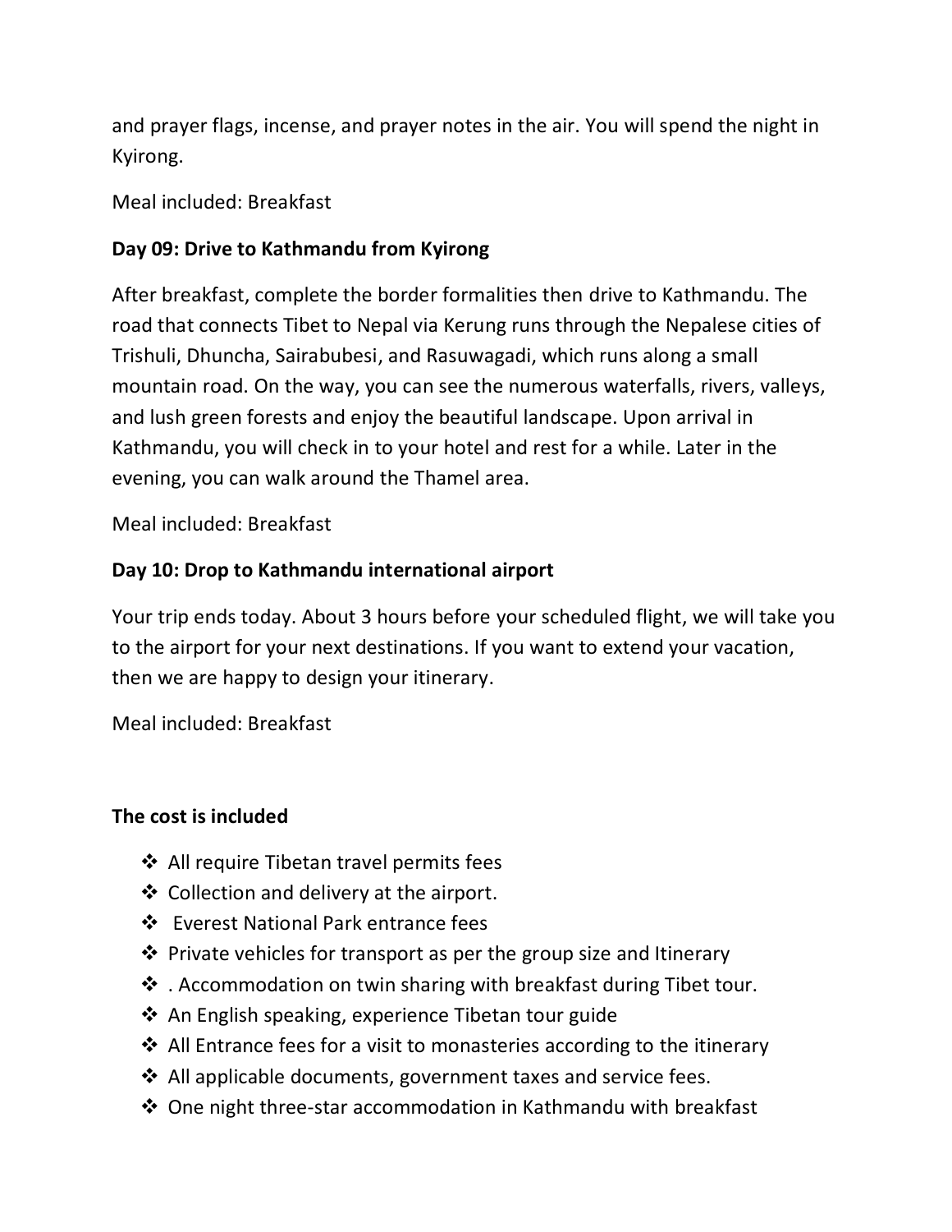and prayer flags, incense, and prayer notes in the air. You will spend the night in Kyirong.

Meal included: Breakfast

**Day 09: Drive to Kathmandu from Kyirong**

After breakfast, complete the border formalities then drive to Kathmandu. The road that connects Tibet to Nepal via Kerung runs through the Nepalese cities of Trishuli, Dhuncha, Sairabubesi, and Rasuwagadi, which runs along a small mountain road. On the way, you can see the numerous waterfalls, rivers, valleys, and lush green forests and enjoy the beautiful landscape. Upon arrival in Kathmandu, you will check in to your hotel and rest for a while. Later in the evening, you can walk around the Thamel area.

Meal included: Breakfast

**Day 10: Drop to Kathmandu international airport**

Your trip ends today. About 3 hours before your scheduled flight, we will take you to the airport for your next destinations. If you want to extend your vacation, then we are happy to design your itinerary.

Meal included: Breakfast

**The cost is included**

- All require Tibetan travel permits fees
- Collection and delivery at the airport.
- Everest National Park entrance fees
- Private vehicles for transport as per the group size and Itinerary
- . Accommodation on twin sharing with breakfast during Tibet tour.
- An English speaking, experience Tibetan tour guide
- All Entrance fees for a visit to monasteries according to the itinerary
- All applicable documents, government taxes and service fees.
- One night three-star accommodation in Kathmandu with breakfast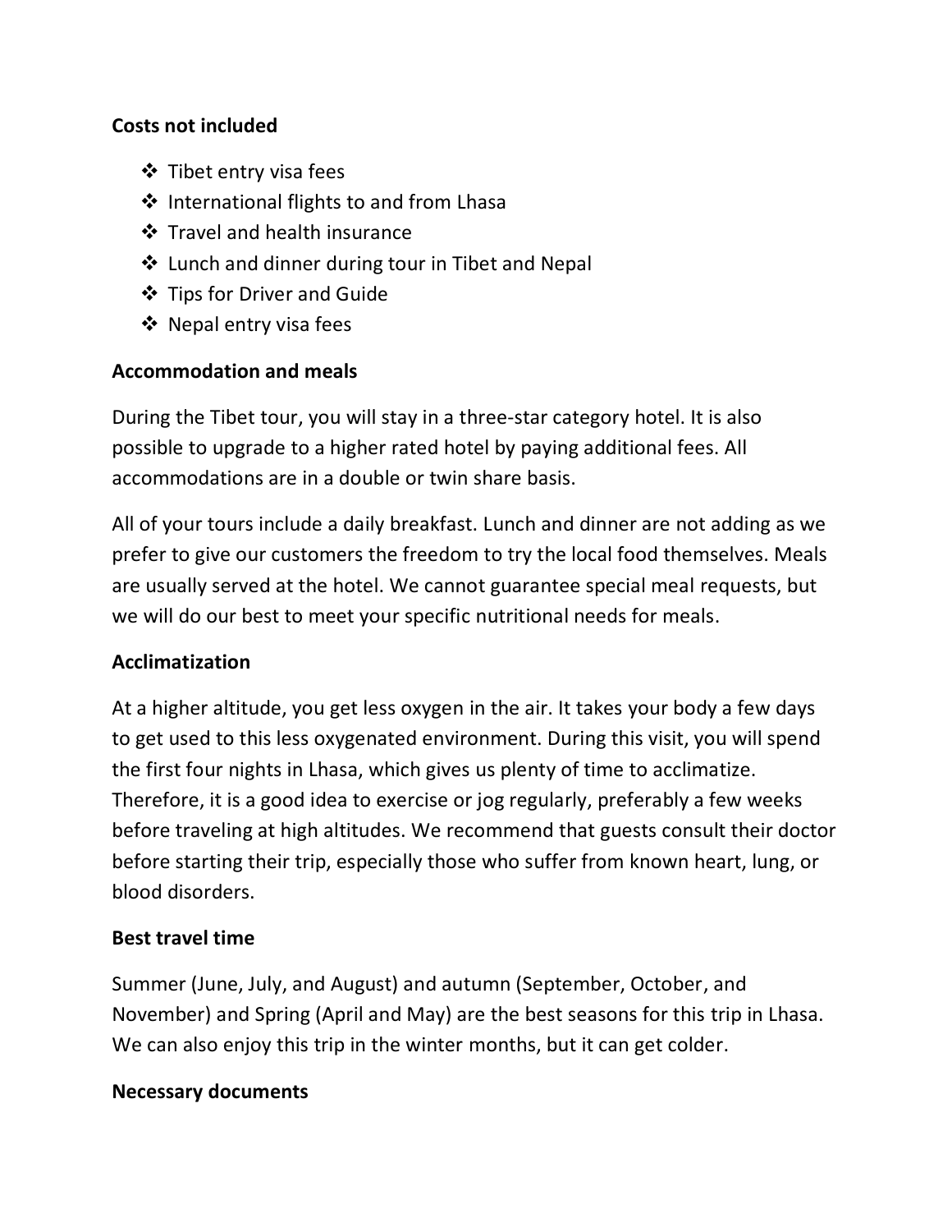**Costs not included**

- Tibet entry visa fees
- International flights to and from Lhasa
- Travel and health insurance
- Lunch and dinner during tour in Tibet and Nepal
- Tips for Driver and Guide
- Nepal entry visa fees

**Accommodation and meals**

During the Tibet tour, you will stay in a three-star category hotel. It is also possible to upgrade to a higher rated hotel by paying additional fees. All accommodations are in a double or twin share basis.

All of your tours include a daily breakfast. Lunch and dinner are not adding as we prefer to give our customers the freedom to try the local food themselves. Meals are usually served at the hotel. We cannot guarantee special meal requests, but we will do our best to meet your specific nutritional needs for meals.

**Acclimatization**

At a higher altitude, you get less oxygen in the air. It takes your body a few days to get used to this less oxygenated environment. During this visit, you will spend the first four nights in Lhasa, which gives us plenty of time to acclimatize. Therefore, it is a good idea to exercise or jog regularly, preferably a few weeks before traveling at high altitudes. We recommend that guests consult their doctor before starting their trip, especially those who suffer from known heart, lung, or blood disorders.

**Best travel time**

Summer (June, July, and August) and autumn (September, October, and November) and Spring (April and May) are the best seasons for this trip in Lhasa. We can also enjoy this trip in the winter months, but it can get colder.

**Necessary documents**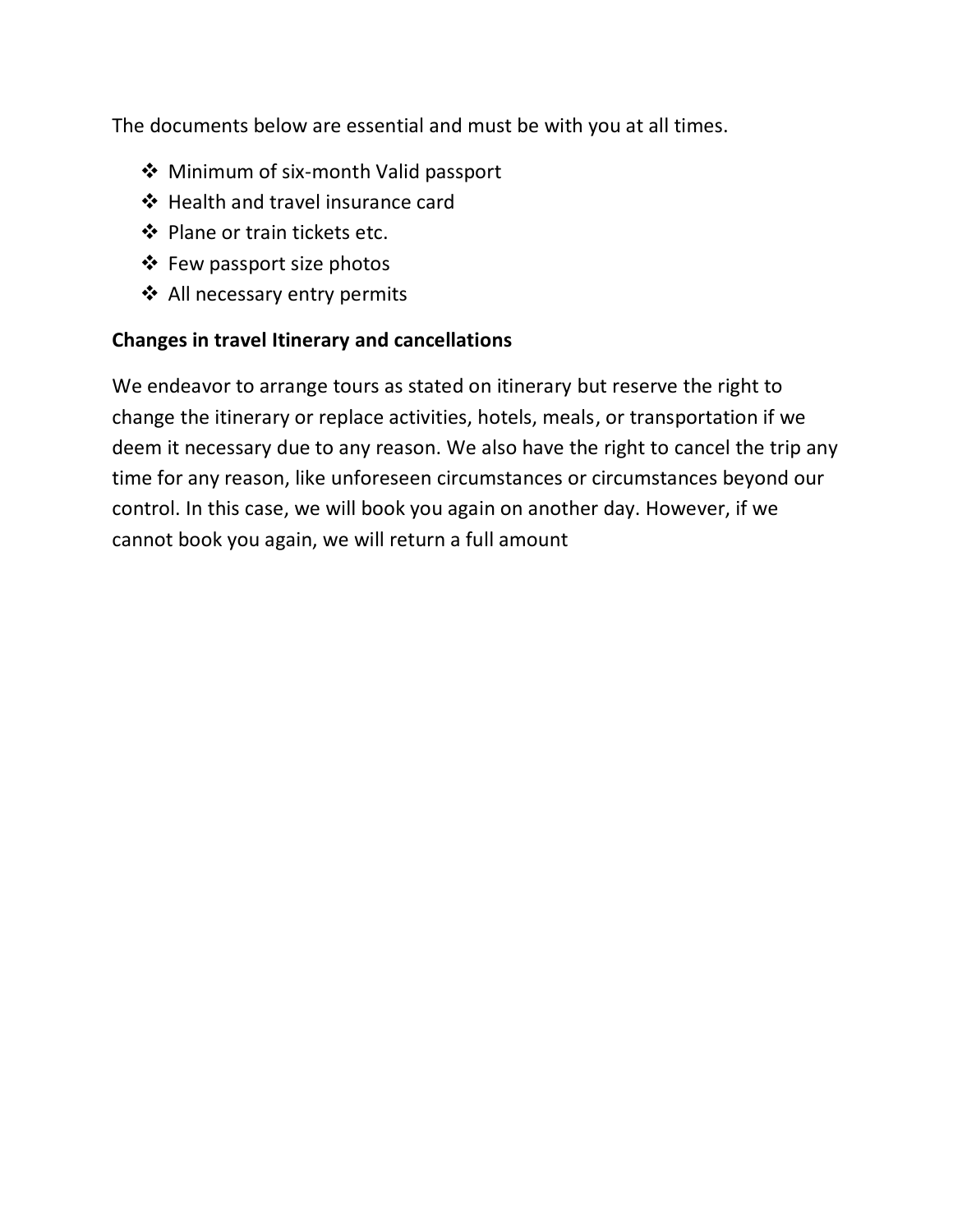The documents below are essential and must be with you at all times.

- Minimum of six-month Valid passport
- Health and travel insurance card
- Plane or train tickets etc.
- Few passport size photos
- All necessary entry permits

**Changes in travel Itinerary and cancellations**

We endeavor to arrange tours as stated on itinerary but reserve the right to change the itinerary or replace activities, hotels, meals, or transportation if we deem it necessary due to any reason. We also have the right to cancel the trip any time for any reason, like unforeseen circumstances or circumstances beyond our control. In this case, we will book you again on another day. However, if we cannot book you again, we will return a full amount